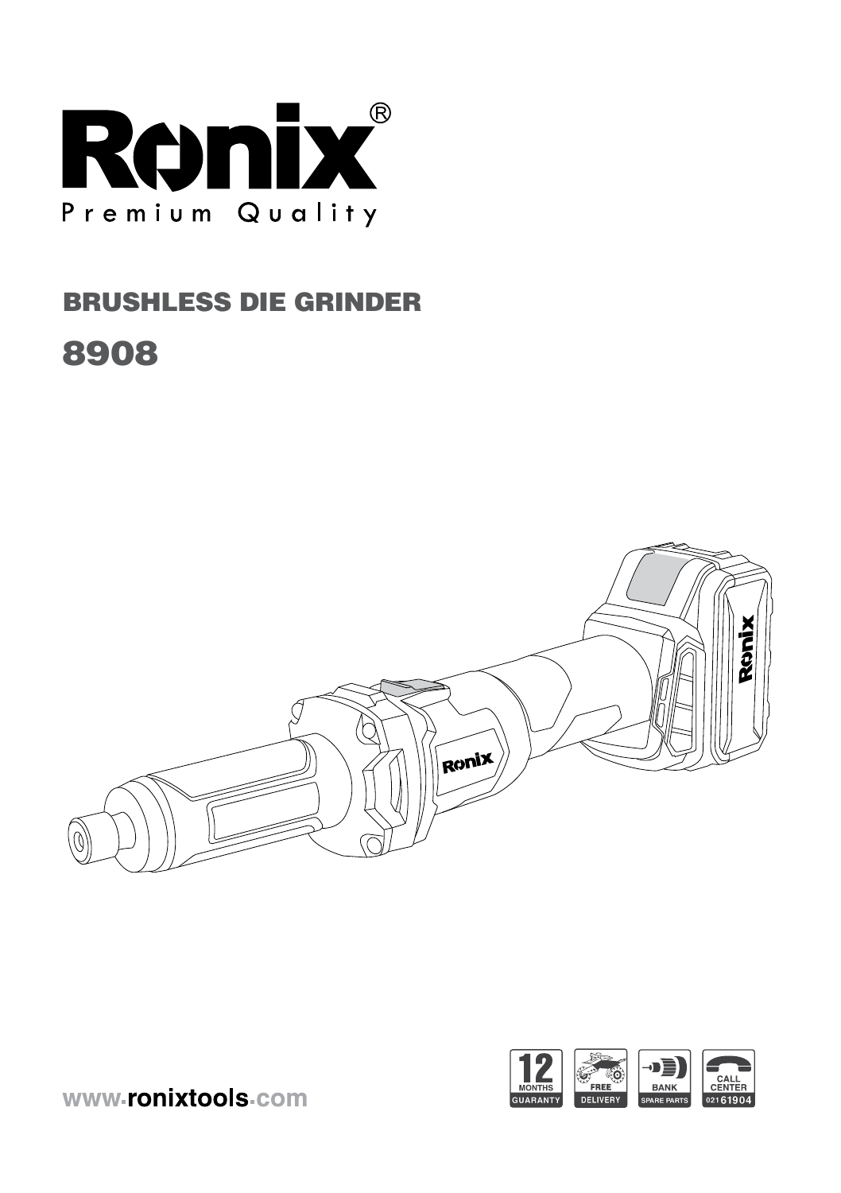# Ronix®

Premium Quality

## BRUSHLESS DIE GRINDER

## 8908

www.ronixtools.com

12 MONTHS GUARANTY | FREE DELIVERY | BANK SPARE PARTS | CALL CENTER 021 61904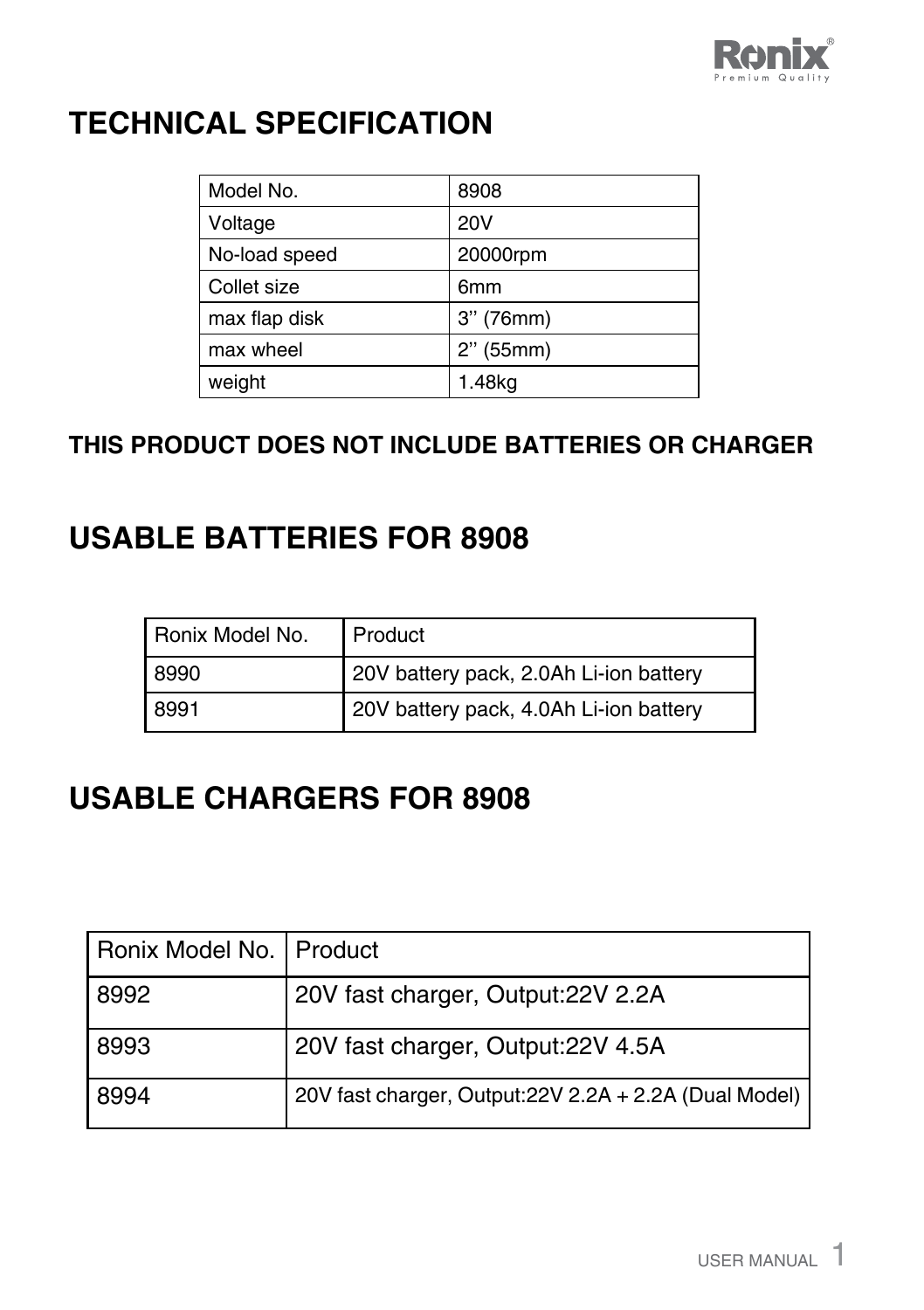# TECHNICAL SPECIFICATION

| Model No. | 8908 |
|---|---|
| Voltage | 20V |
| No-load speed | 20000rpm |
| Collet size | 6mm |
| max flap disk | 3’’ (76mm) |
| max wheel | 2’’ (55mm) |
| weight | 1.48kg |

**THIS PRODUCT DOES NOT INCLUDE BATTERIES OR CHARGER**

# USABLE BATTERIES FOR 8908

| Ronix Model No. | Product |
|---|---|
| 8990 | 20V battery pack, 2.0Ah Li-ion battery |
| 8991 | 20V battery pack, 4.0Ah Li-ion battery |

# USABLE CHARGERS FOR 8908

| Ronix Model No. | Product |
|---|---|
| 8992 | 20V fast charger, Output:22V 2.2A |
| 8993 | 20V fast charger, Output:22V 4.5A |
| 8994 | 20V fast charger, Output:22V 2.2A + 2.2A (Dual Model) |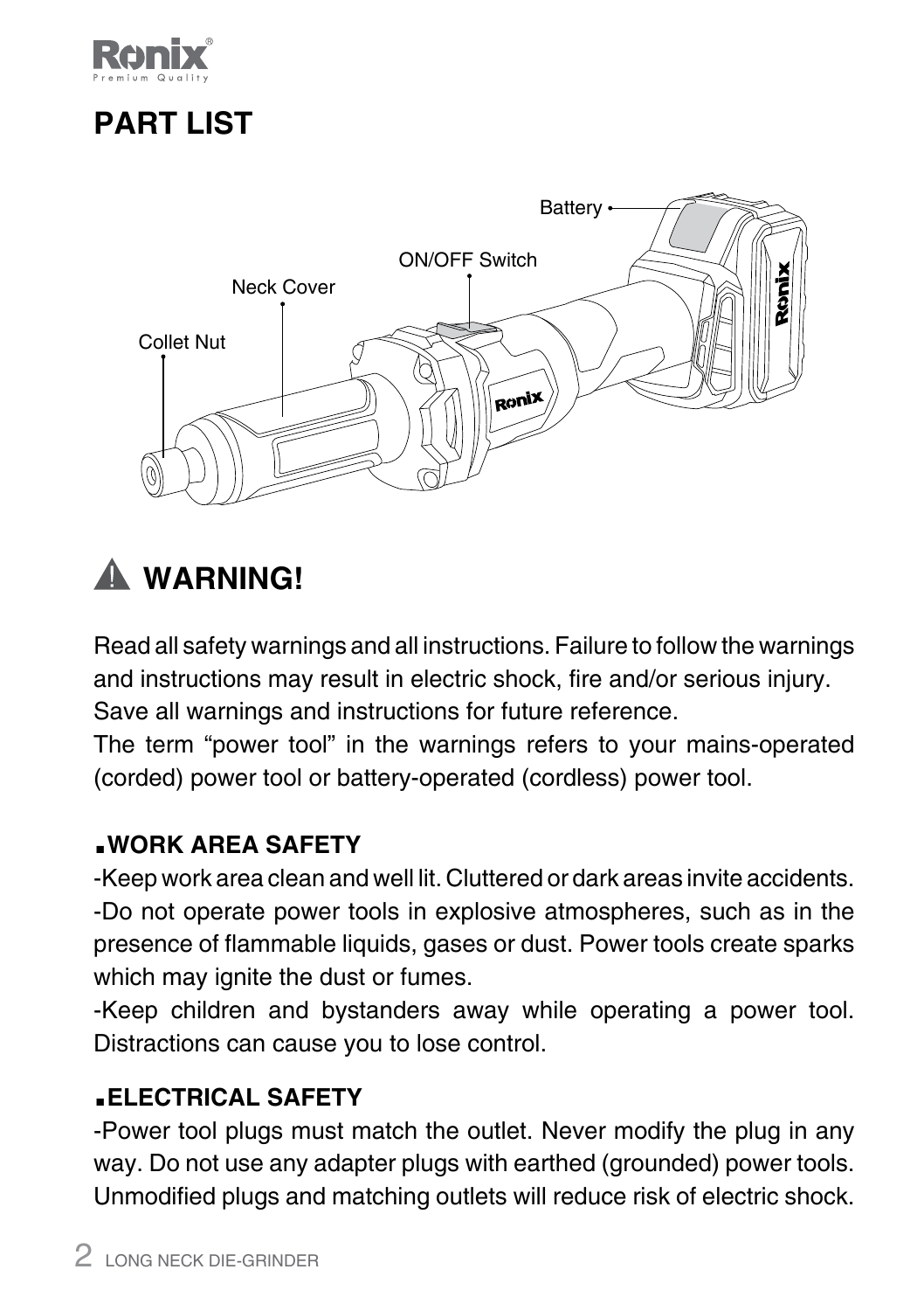## PART LIST

Battery

ON/OFF Switch

Neck Cover

Collet Nut

## ⚠ WARNING!

Read all safety warnings and all instructions. Failure to follow the warnings and instructions may result in electric shock, fire and/or serious injury. Save all warnings and instructions for future reference.
The term "power tool" in the warnings refers to your mains-operated (corded) power tool or battery-operated (cordless) power tool.

### ■WORK AREA SAFETY

-Keep work area clean and well lit. Cluttered or dark areas invite accidents.
-Do not operate power tools in explosive atmospheres, such as in the presence of flammable liquids, gases or dust. Power tools create sparks which may ignite the dust or fumes.
-Keep children and bystanders away while operating a power tool. Distractions can cause you to lose control.

### ■ELECTRICAL SAFETY

-Power tool plugs must match the outlet. Never modify the plug in any way. Do not use any adapter plugs with earthed (grounded) power tools. Unmodified plugs and matching outlets will reduce risk of electric shock.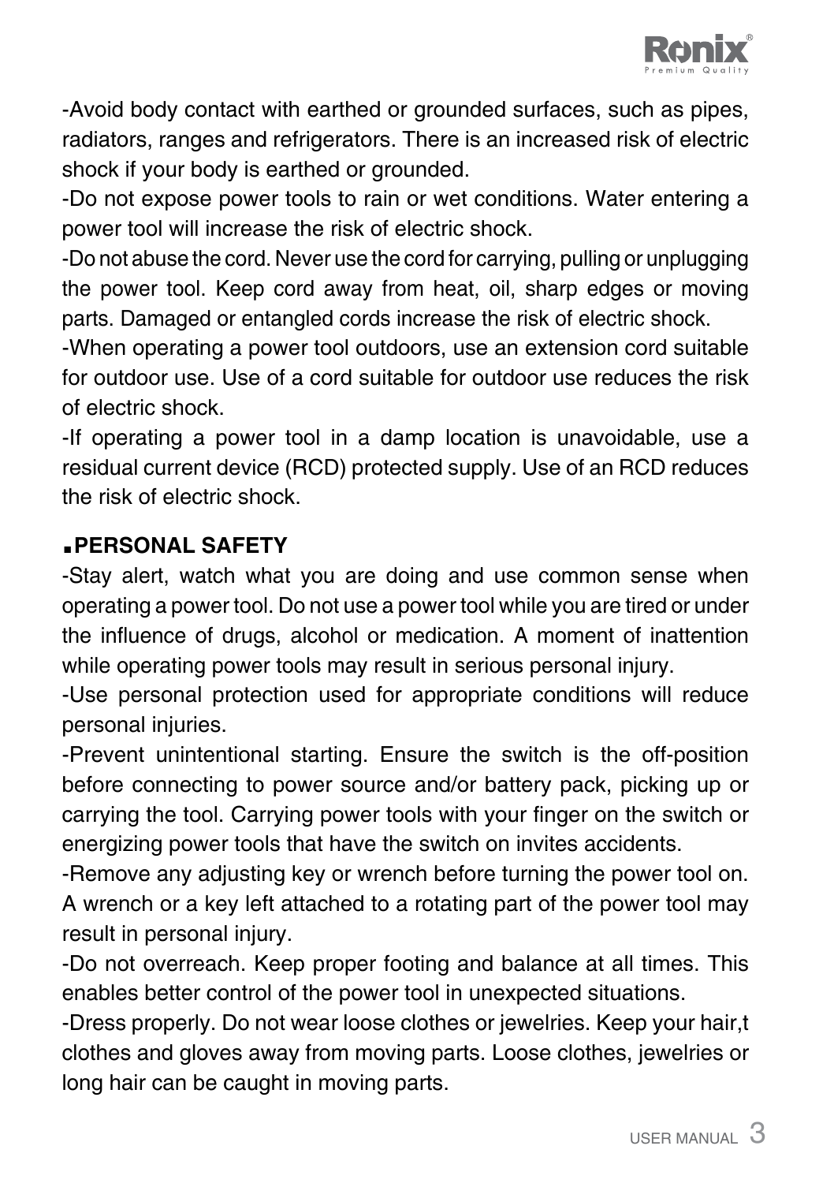-Avoid body contact with earthed or grounded surfaces, such as pipes, radiators, ranges and refrigerators. There is an increased risk of electric shock if your body is earthed or grounded.

-Do not expose power tools to rain or wet conditions. Water entering a power tool will increase the risk of electric shock.

-Do not abuse the cord. Never use the cord for carrying, pulling or unplugging the power tool. Keep cord away from heat, oil, sharp edges or moving parts. Damaged or entangled cords increase the risk of electric shock.

-When operating a power tool outdoors, use an extension cord suitable for outdoor use. Use of a cord suitable for outdoor use reduces the risk of electric shock.

-If operating a power tool in a damp location is unavoidable, use a residual current device (RCD) protected supply. Use of an RCD reduces the risk of electric shock.

## ▪PERSONAL SAFETY

-Stay alert, watch what you are doing and use common sense when operating a power tool. Do not use a power tool while you are tired or under the influence of drugs, alcohol or medication. A moment of inattention while operating power tools may result in serious personal injury.

-Use personal protection used for appropriate conditions will reduce personal injuries.

-Prevent unintentional starting. Ensure the switch is the off-position before connecting to power source and/or battery pack, picking up or carrying the tool. Carrying power tools with your finger on the switch or energizing power tools that have the switch on invites accidents.

-Remove any adjusting key or wrench before turning the power tool on. A wrench or a key left attached to a rotating part of the power tool may result in personal injury.

-Do not overreach. Keep proper footing and balance at all times. This enables better control of the power tool in unexpected situations.

-Dress properly. Do not wear loose clothes or jewelries. Keep your hair,t clothes and gloves away from moving parts. Loose clothes, jewelries or long hair can be caught in moving parts.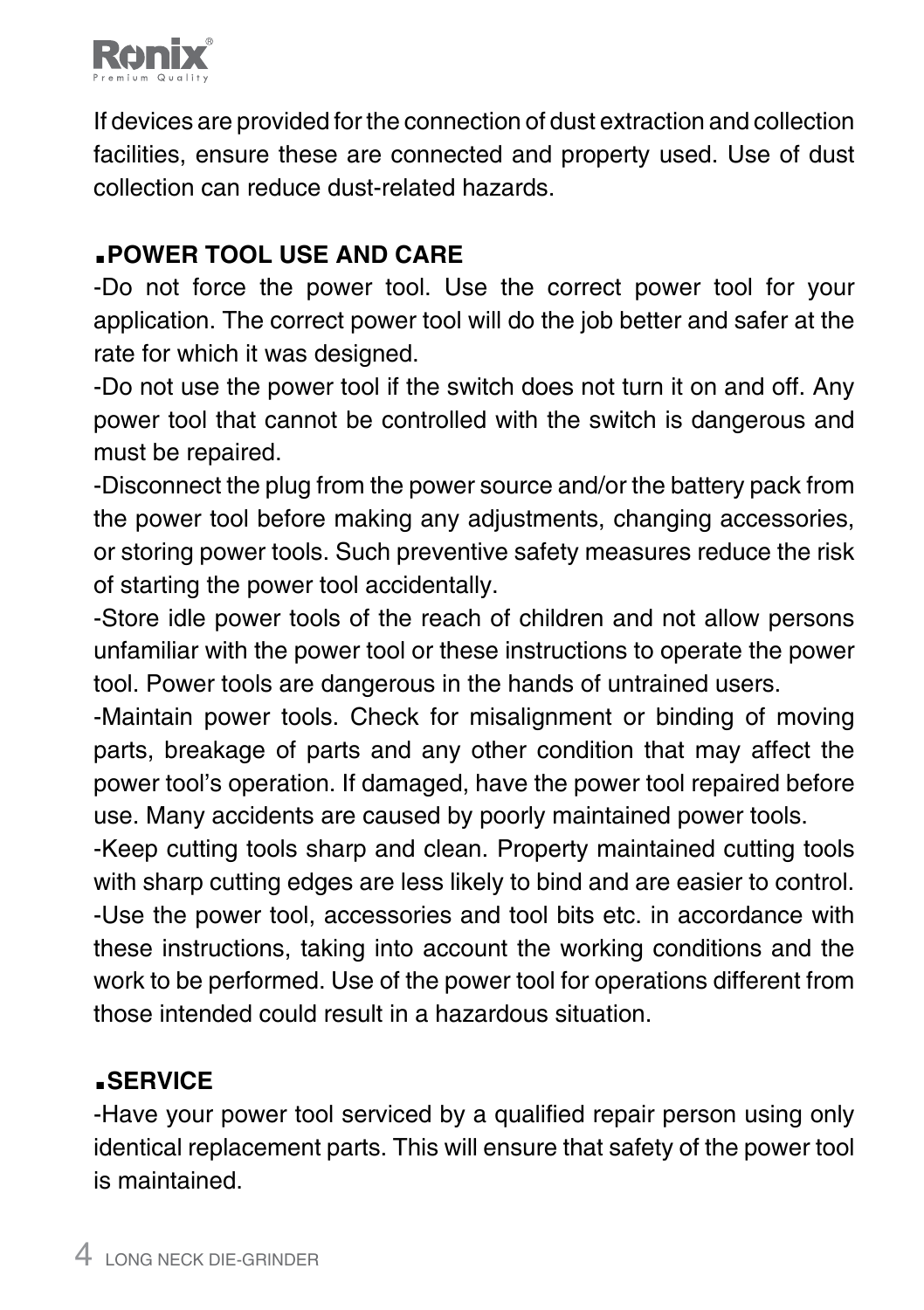If devices are provided for the connection of dust extraction and collection facilities, ensure these are connected and property used. Use of dust collection can reduce dust-related hazards.

## ▪POWER TOOL USE AND CARE

-Do not force the power tool. Use the correct power tool for your application. The correct power tool will do the job better and safer at the rate for which it was designed.

-Do not use the power tool if the switch does not turn it on and off. Any power tool that cannot be controlled with the switch is dangerous and must be repaired.

-Disconnect the plug from the power source and/or the battery pack from the power tool before making any adjustments, changing accessories, or storing power tools. Such preventive safety measures reduce the risk of starting the power tool accidentally.

-Store idle power tools of the reach of children and not allow persons unfamiliar with the power tool or these instructions to operate the power tool. Power tools are dangerous in the hands of untrained users.

-Maintain power tools. Check for misalignment or binding of moving parts, breakage of parts and any other condition that may affect the power tool's operation. If damaged, have the power tool repaired before use. Many accidents are caused by poorly maintained power tools.

-Keep cutting tools sharp and clean. Property maintained cutting tools with sharp cutting edges are less likely to bind and are easier to control.

-Use the power tool, accessories and tool bits etc. in accordance with these instructions, taking into account the working conditions and the work to be performed. Use of the power tool for operations different from those intended could result in a hazardous situation.

## ▪SERVICE

-Have your power tool serviced by a qualified repair person using only identical replacement parts. This will ensure that safety of the power tool is maintained.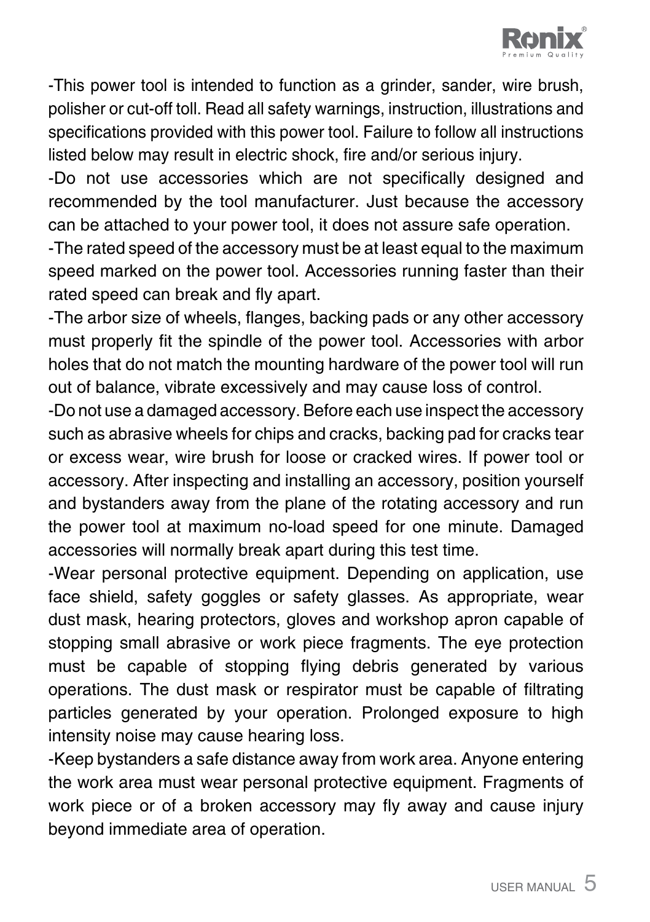-This power tool is intended to function as a grinder, sander, wire brush, polisher or cut-off toll. Read all safety warnings, instruction, illustrations and specifications provided with this power tool. Failure to follow all instructions listed below may result in electric shock, fire and/or serious injury.

-Do not use accessories which are not specifically designed and recommended by the tool manufacturer. Just because the accessory can be attached to your power tool, it does not assure safe operation.

-The rated speed of the accessory must be at least equal to the maximum speed marked on the power tool. Accessories running faster than their rated speed can break and fly apart.

-The arbor size of wheels, flanges, backing pads or any other accessory must properly fit the spindle of the power tool. Accessories with arbor holes that do not match the mounting hardware of the power tool will run out of balance, vibrate excessively and may cause loss of control.

-Do not use a damaged accessory. Before each use inspect the accessory such as abrasive wheels for chips and cracks, backing pad for cracks tear or excess wear, wire brush for loose or cracked wires. If power tool or accessory. After inspecting and installing an accessory, position yourself and bystanders away from the plane of the rotating accessory and run the power tool at maximum no-load speed for one minute. Damaged accessories will normally break apart during this test time.

-Wear personal protective equipment. Depending on application, use face shield, safety goggles or safety glasses. As appropriate, wear dust mask, hearing protectors, gloves and workshop apron capable of stopping small abrasive or work piece fragments. The eye protection must be capable of stopping flying debris generated by various operations. The dust mask or respirator must be capable of filtrating particles generated by your operation. Prolonged exposure to high intensity noise may cause hearing loss.

-Keep bystanders a safe distance away from work area. Anyone entering the work area must wear personal protective equipment. Fragments of work piece or of a broken accessory may fly away and cause injury beyond immediate area of operation.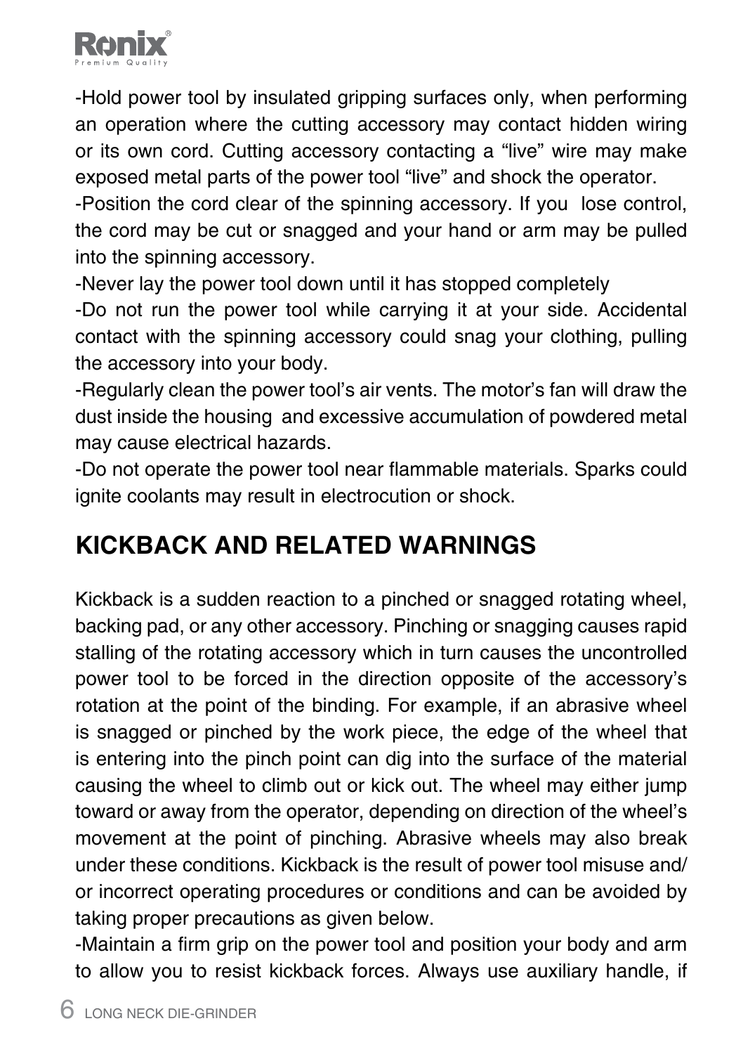-Hold power tool by insulated gripping surfaces only, when performing an operation where the cutting accessory may contact hidden wiring or its own cord. Cutting accessory contacting a “live” wire may make exposed metal parts of the power tool “live” and shock the operator.

-Position the cord clear of the spinning accessory. If you lose control, the cord may be cut or snagged and your hand or arm may be pulled into the spinning accessory.

-Never lay the power tool down until it has stopped completely

-Do not run the power tool while carrying it at your side. Accidental contact with the spinning accessory could snag your clothing, pulling the accessory into your body.

-Regularly clean the power tool’s air vents. The motor’s fan will draw the dust inside the housing and excessive accumulation of powdered metal may cause electrical hazards.

-Do not operate the power tool near flammable materials. Sparks could ignite coolants may result in electrocution or shock.

## KICKBACK AND RELATED WARNINGS

Kickback is a sudden reaction to a pinched or snagged rotating wheel, backing pad, or any other accessory. Pinching or snagging causes rapid stalling of the rotating accessory which in turn causes the uncontrolled power tool to be forced in the direction opposite of the accessory’s rotation at the point of the binding. For example, if an abrasive wheel is snagged or pinched by the work piece, the edge of the wheel that is entering into the pinch point can dig into the surface of the material causing the wheel to climb out or kick out. The wheel may either jump toward or away from the operator, depending on direction of the wheel’s movement at the point of pinching. Abrasive wheels may also break under these conditions. Kickback is the result of power tool misuse and/or incorrect operating procedures or conditions and can be avoided by taking proper precautions as given below.

-Maintain a firm grip on the power tool and position your body and arm to allow you to resist kickback forces. Always use auxiliary handle, if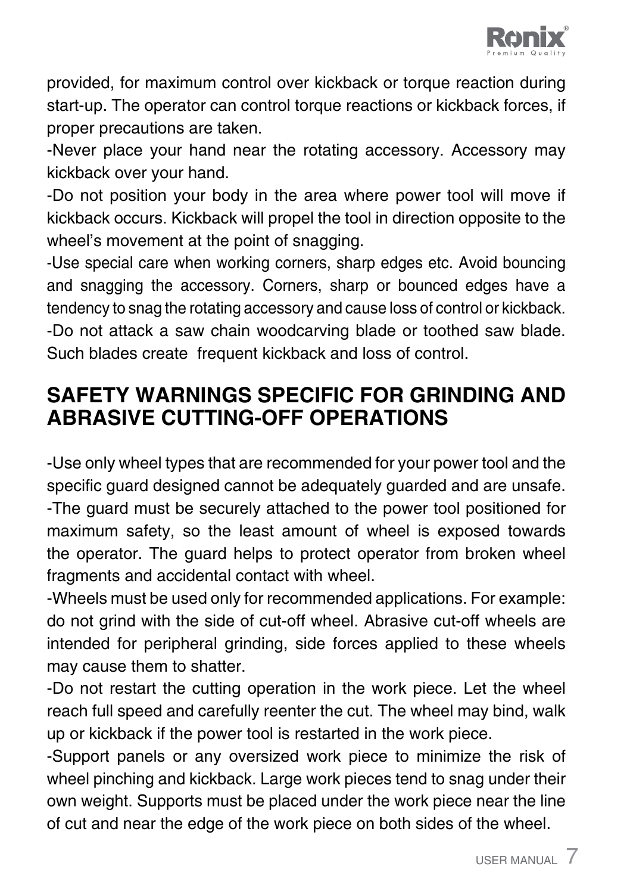provided, for maximum control over kickback or torque reaction during start-up. The operator can control torque reactions or kickback forces, if proper precautions are taken.

-Never place your hand near the rotating accessory. Accessory may kickback over your hand.

-Do not position your body in the area where power tool will move if kickback occurs. Kickback will propel the tool in direction opposite to the wheel's movement at the point of snagging.

-Use special care when working corners, sharp edges etc. Avoid bouncing and snagging the accessory. Corners, sharp or bounced edges have a tendency to snag the rotating accessory and cause loss of control or kickback.

-Do not attack a saw chain woodcarving blade or toothed saw blade. Such blades create frequent kickback and loss of control.

## SAFETY WARNINGS SPECIFIC FOR GRINDING AND ABRASIVE CUTTING-OFF OPERATIONS

-Use only wheel types that are recommended for your power tool and the specific guard designed cannot be adequately guarded and are unsafe.

-The guard must be securely attached to the power tool positioned for maximum safety, so the least amount of wheel is exposed towards the operator. The guard helps to protect operator from broken wheel fragments and accidental contact with wheel.

-Wheels must be used only for recommended applications. For example: do not grind with the side of cut-off wheel. Abrasive cut-off wheels are intended for peripheral grinding, side forces applied to these wheels may cause them to shatter.

-Do not restart the cutting operation in the work piece. Let the wheel reach full speed and carefully reenter the cut. The wheel may bind, walk up or kickback if the power tool is restarted in the work piece.

-Support panels or any oversized work piece to minimize the risk of wheel pinching and kickback. Large work pieces tend to snag under their own weight. Supports must be placed under the work piece near the line of cut and near the edge of the work piece on both sides of the wheel.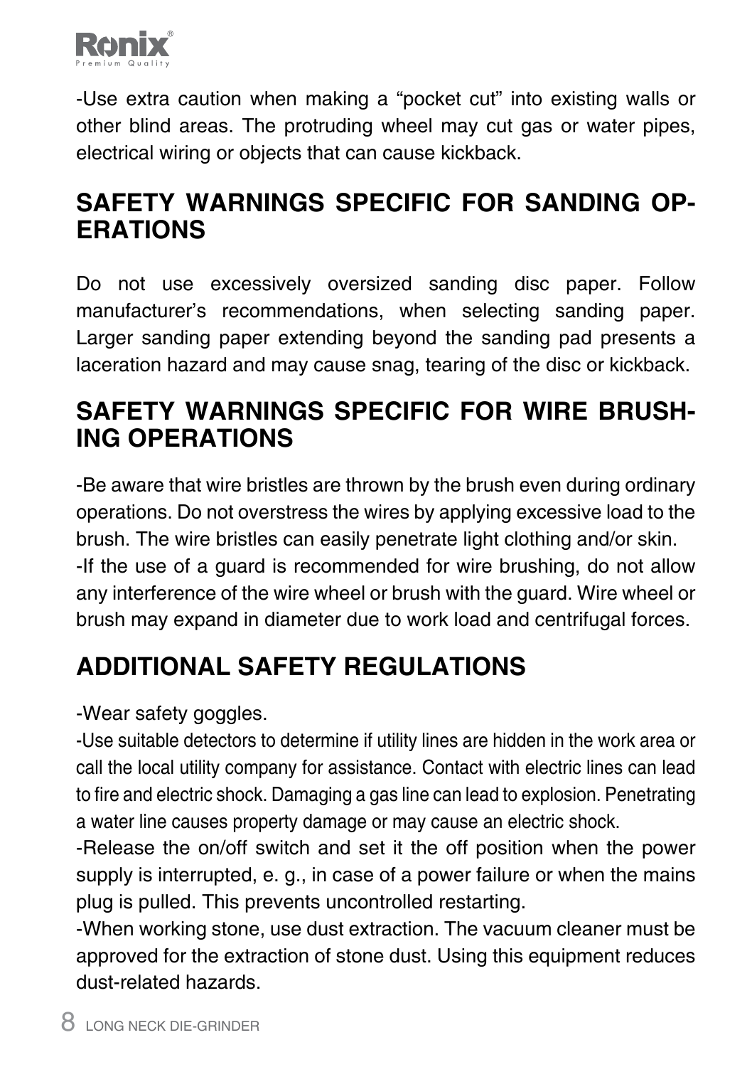-Use extra caution when making a "pocket cut" into existing walls or other blind areas. The protruding wheel may cut gas or water pipes, electrical wiring or objects that can cause kickback.

## SAFETY WARNINGS SPECIFIC FOR SANDING OPERATIONS

Do not use excessively oversized sanding disc paper. Follow manufacturer's recommendations, when selecting sanding paper. Larger sanding paper extending beyond the sanding pad presents a laceration hazard and may cause snag, tearing of the disc or kickback.

## SAFETY WARNINGS SPECIFIC FOR WIRE BRUSHING OPERATIONS

-Be aware that wire bristles are thrown by the brush even during ordinary operations. Do not overstress the wires by applying excessive load to the brush. The wire bristles can easily penetrate light clothing and/or skin.
-If the use of a guard is recommended for wire brushing, do not allow any interference of the wire wheel or brush with the guard. Wire wheel or brush may expand in diameter due to work load and centrifugal forces.

## ADDITIONAL SAFETY REGULATIONS

-Wear safety goggles.
-Use suitable detectors to determine if utility lines are hidden in the work area or call the local utility company for assistance. Contact with electric lines can lead to fire and electric shock. Damaging a gas line can lead to explosion. Penetrating a water line causes property damage or may cause an electric shock.
-Release the on/off switch and set it the off position when the power supply is interrupted, e. g., in case of a power failure or when the mains plug is pulled. This prevents uncontrolled restarting.
-When working stone, use dust extraction. The vacuum cleaner must be approved for the extraction of stone dust. Using this equipment reduces dust-related hazards.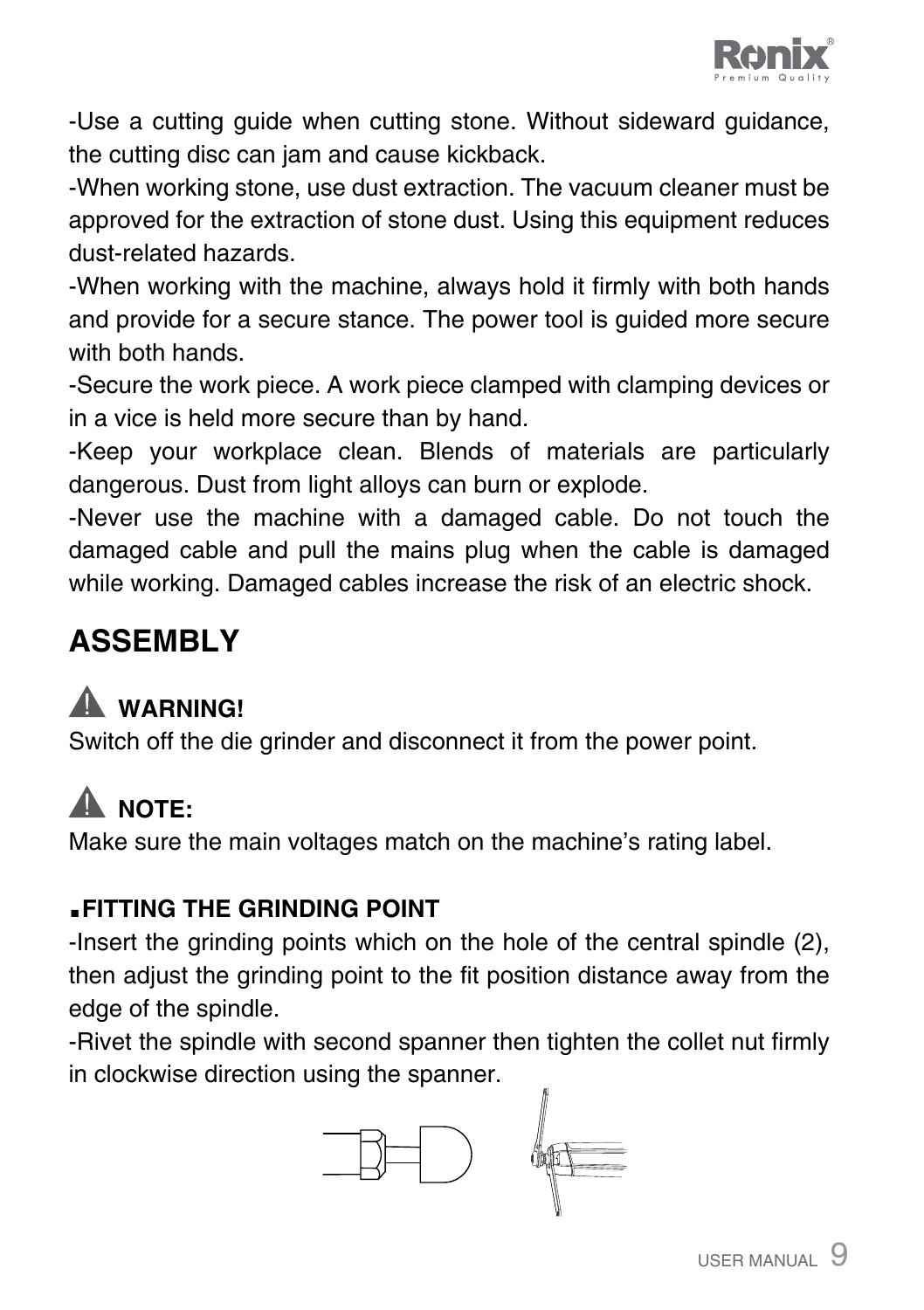-Use a cutting guide when cutting stone. Without sideward guidance, the cutting disc can jam and cause kickback.

-When working stone, use dust extraction. The vacuum cleaner must be approved for the extraction of stone dust. Using this equipment reduces dust-related hazards.

-When working with the machine, always hold it firmly with both hands and provide for a secure stance. The power tool is guided more secure with both hands.

-Secure the work piece. A work piece clamped with clamping devices or in a vice is held more secure than by hand.

-Keep your workplace clean. Blends of materials are particularly dangerous. Dust from light alloys can burn or explode.

-Never use the machine with a damaged cable. Do not touch the damaged cable and pull the mains plug when the cable is damaged while working. Damaged cables increase the risk of an electric shock.

## ASSEMBLY

**⚠ WARNING!**

Switch off the die grinder and disconnect it from the power point.

**⚠ NOTE:**

Make sure the main voltages match on the machine's rating label.

### ▪FITTING THE GRINDING POINT

-Insert the grinding points which on the hole of the central spindle (2), then adjust the grinding point to the fit position distance away from the edge of the spindle.

-Rivet the spindle with second spanner then tighten the collet nut firmly in clockwise direction using the spanner.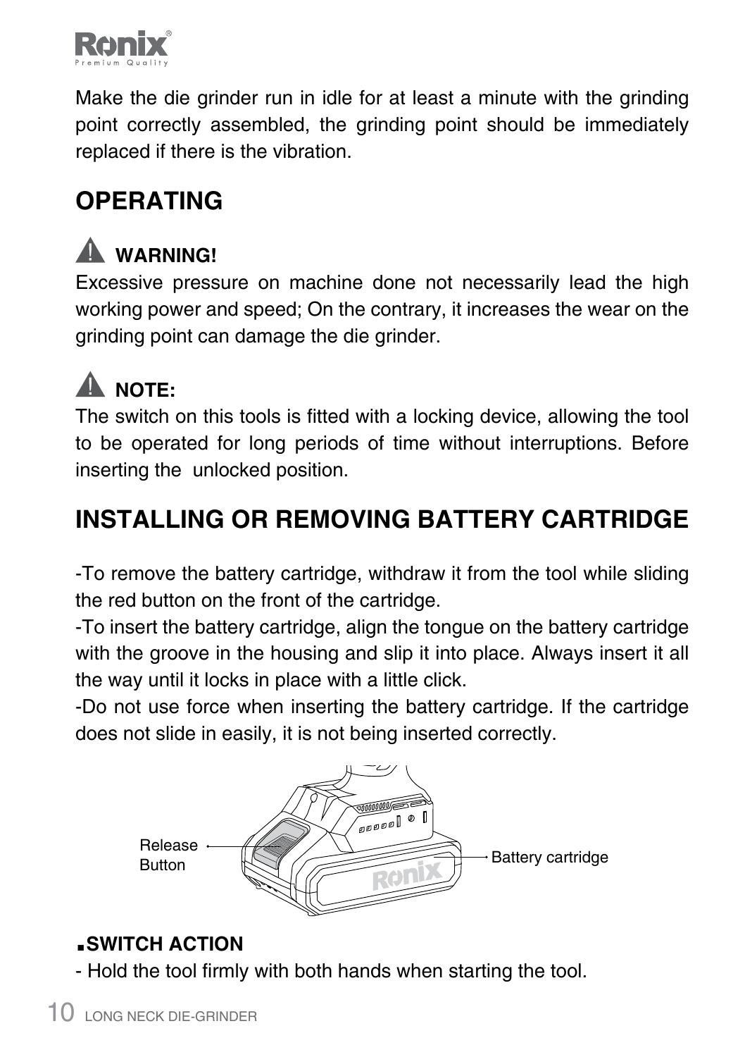Make the die grinder run in idle for at least a minute with the grinding point correctly assembled, the grinding point should be immediately replaced if there is the vibration.

## OPERATING

**⚠ WARNING!**

Excessive pressure on machine done not necessarily lead the high working power and speed; On the contrary, it increases the wear on the grinding point can damage the die grinder.

**⚠ NOTE:**

The switch on this tools is fitted with a locking device, allowing the tool to be operated for long periods of time without interruptions. Before inserting the  unlocked position.

## INSTALLING OR REMOVING BATTERY CARTRIDGE

-To remove the battery cartridge, withdraw it from the tool while sliding the red button on the front of the cartridge.
-To insert the battery cartridge, align the tongue on the battery cartridge with the groove in the housing and slip it into place. Always insert it all the way until it locks in place with a little click.
-Do not use force when inserting the battery cartridge. If the cartridge does not slide in easily, it is not being inserted correctly.

Release Button

Battery cartridge

**▪SWITCH ACTION**

- Hold the tool firmly with both hands when starting the tool.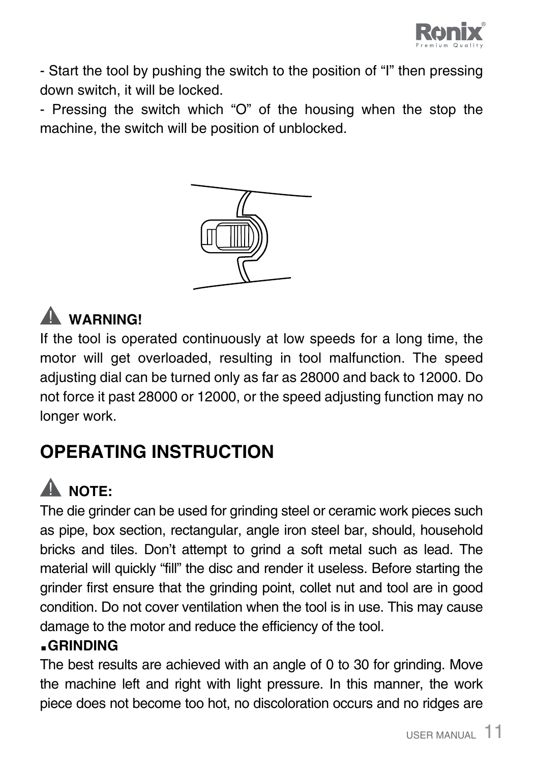- Start the tool by pushing the switch to the position of "I" then pressing down switch, it will be locked.
- Pressing the switch which "O" of the housing when the stop the machine, the switch will be position of unblocked.

**WARNING!**

If the tool is operated continuously at low speeds for a long time, the motor will get overloaded, resulting in tool malfunction. The speed adjusting dial can be turned only as far as 28000 and back to 12000. Do not force it past 28000 or 12000, or the speed adjusting function may no longer work.

## OPERATING INSTRUCTION

**NOTE:**

The die grinder can be used for grinding steel or ceramic work pieces such as pipe, box section, rectangular, angle iron steel bar, should, household bricks and tiles. Don't attempt to grind a soft metal such as lead. The material will quickly "fill" the disc and render it useless. Before starting the grinder first ensure that the grinding point, collet nut and tool are in good condition. Do not cover ventilation when the tool is in use. This may cause damage to the motor and reduce the efficiency of the tool.

**■ GRINDING**

The best results are achieved with an angle of 0 to 30 for grinding. Move the machine left and right with light pressure. In this manner, the work piece does not become too hot, no discoloration occurs and no ridges are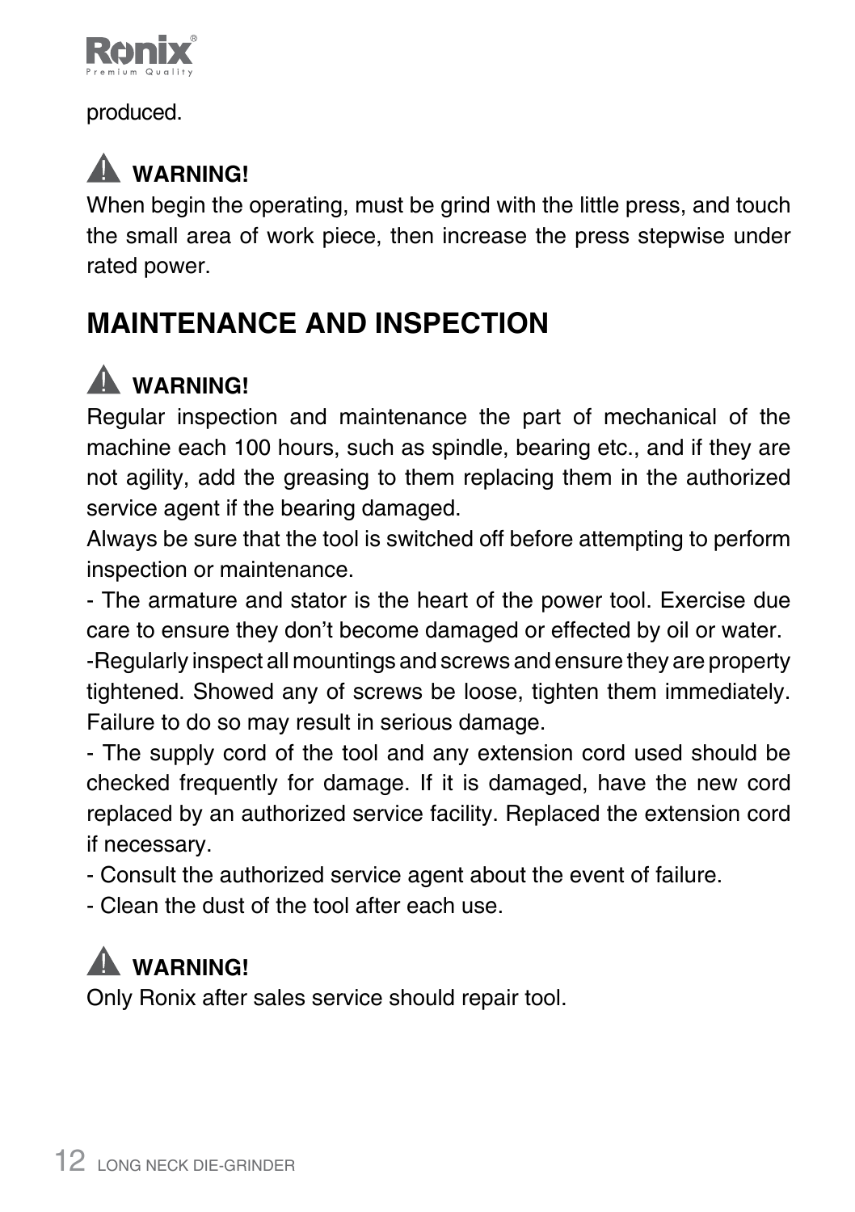produced.

**⚠ WARNING!**

When begin the operating, must be grind with the little press, and touch the small area of work piece, then increase the press stepwise under rated power.

## MAINTENANCE AND INSPECTION

**⚠ WARNING!**

Regular inspection and maintenance the part of mechanical of the machine each 100 hours, such as spindle, bearing etc., and if they are not agility, add the greasing to them replacing them in the authorized service agent if the bearing damaged.

Always be sure that the tool is switched off before attempting to perform inspection or maintenance.

- The armature and stator is the heart of the power tool. Exercise due care to ensure they don't become damaged or effected by oil or water.
- Regularly inspect all mountings and screws and ensure they are property tightened. Showed any of screws be loose, tighten them immediately. Failure to do so may result in serious damage.
- The supply cord of the tool and any extension cord used should be checked frequently for damage. If it is damaged, have the new cord replaced by an authorized service facility. Replaced the extension cord if necessary.
- Consult the authorized service agent about the event of failure.
- Clean the dust of the tool after each use.

**⚠ WARNING!**

Only Ronix after sales service should repair tool.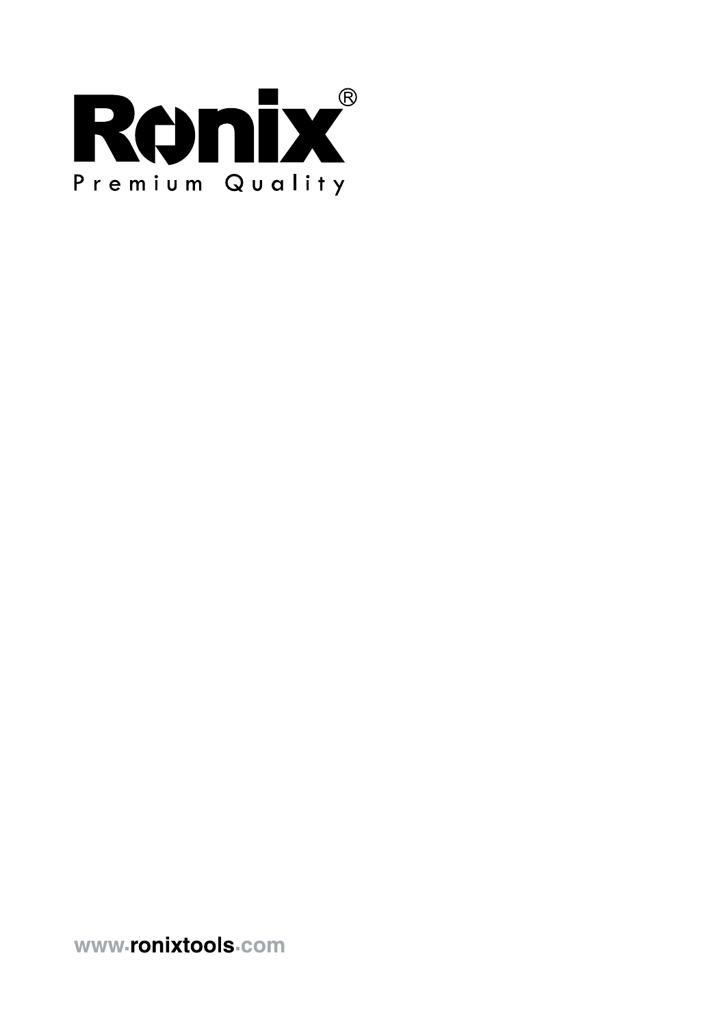# Ronix®

Premium Quality

www.ronixtools.com